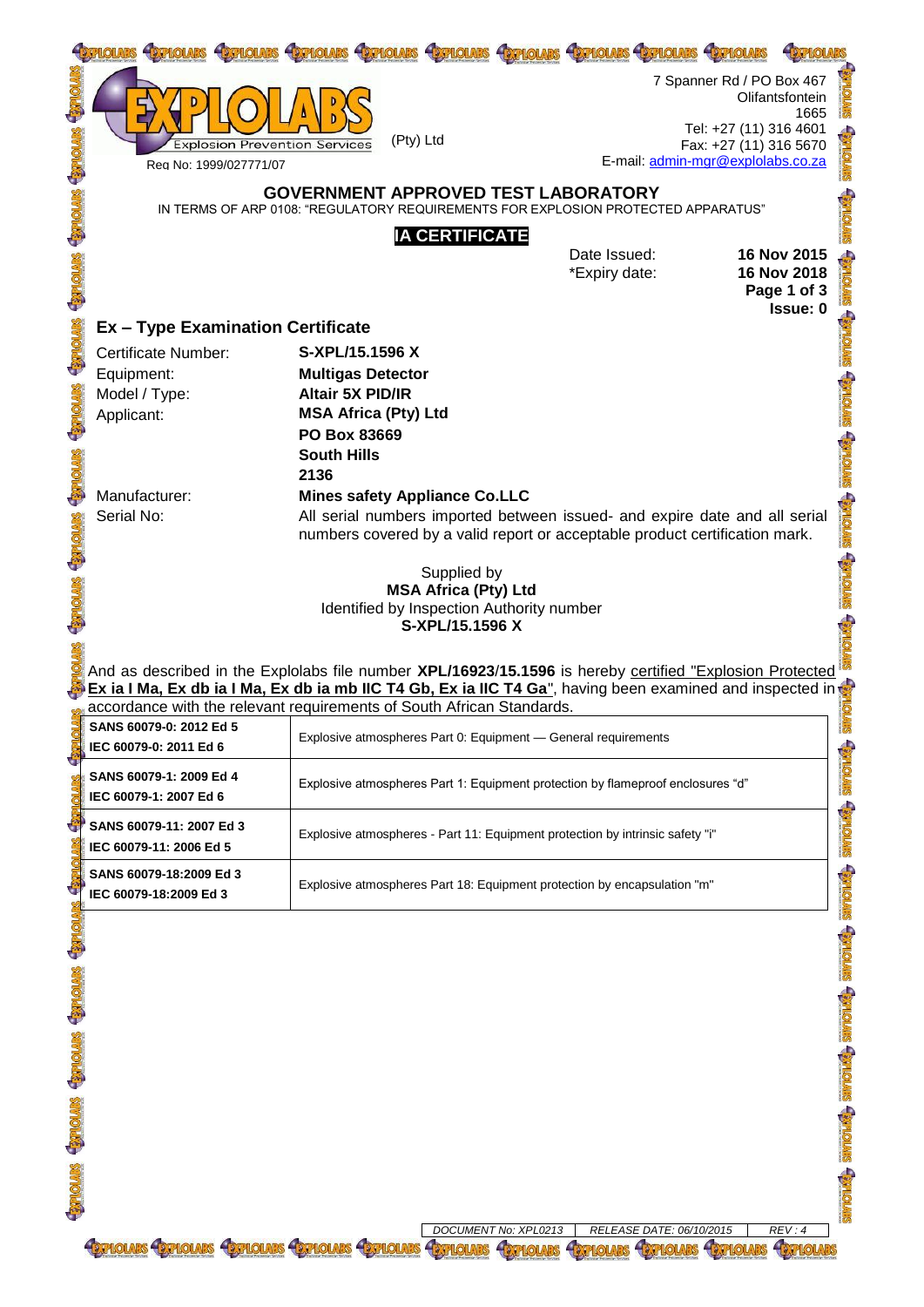# EXPLOLABS

Explosion Prevention Services (Pty) Ltd

Reg No: 1999/027771/07

7 Spanner Rd / PO Box 467
Olifantsfontein
1665
Tel: +27 (11) 316 4601
Fax: +27 (11) 316 5670
E-mail: admin-mgr@explolabs.co.za

## GOVERNMENT APPROVED TEST LABORATORY

IN TERMS OF ARP 0108: "REGULATORY REQUIREMENTS FOR EXPLOSION PROTECTED APPARATUS"

**IA CERTIFICATE**

Date Issued: **16 Nov 2015**
*Expiry date: **16 Nov 2018**
**Issue: 0**

## Ex – Type Examination Certificate

Certificate Number: **S-XPL/15.1596 X**
Equipment: **Multigas Detector**
Model / Type: **Altair 5X PID/IR**
Applicant: **MSA Africa (Pty) Ltd**
**PO Box 83669**
**South Hills**
**2136**
Manufacturer: **Mines safety Appliance Co.LLC**
Serial No: All serial numbers imported between issued- and expire date and all serial numbers covered by a valid report or acceptable product certification mark.

Supplied by
**MSA Africa (Pty) Ltd**
Identified by Inspection Authority number
**S-XPL/15.1596 X**

And as described in the Explolabs file number **XPL/16923/15.1596** is hereby certified "Explosion Protected **Ex ia I Ma, Ex db ia I Ma, Ex db ia mb IIC T4 Gb, Ex ia IIC T4 Ga**", having been examined and inspected in accordance with the relevant requirements of South African Standards.

| Standard | Title |
|---|---|
| **SANS 60079-0: 2012 Ed 5**<br>**IEC 60079-0: 2011 Ed 6** | Explosive atmospheres Part 0: Equipment — General requirements |
| **SANS 60079-1: 2009 Ed 4**<br>**IEC 60079-1: 2007 Ed 6** | Explosive atmospheres Part 1: Equipment protection by flameproof enclosures "d" |
| **SANS 60079-11: 2007 Ed 3**<br>**IEC 60079-11: 2006 Ed 5** | Explosive atmospheres - Part 11: Equipment protection by intrinsic safety "i" |
| **SANS 60079-18:2009 Ed 3**<br>**IEC 60079-18:2009 Ed 3** | Explosive atmospheres Part 18: Equipment protection by encapsulation "m" |

DOCUMENT No: XPL0213 | RELEASE DATE: 06/10/2015 | REV : 4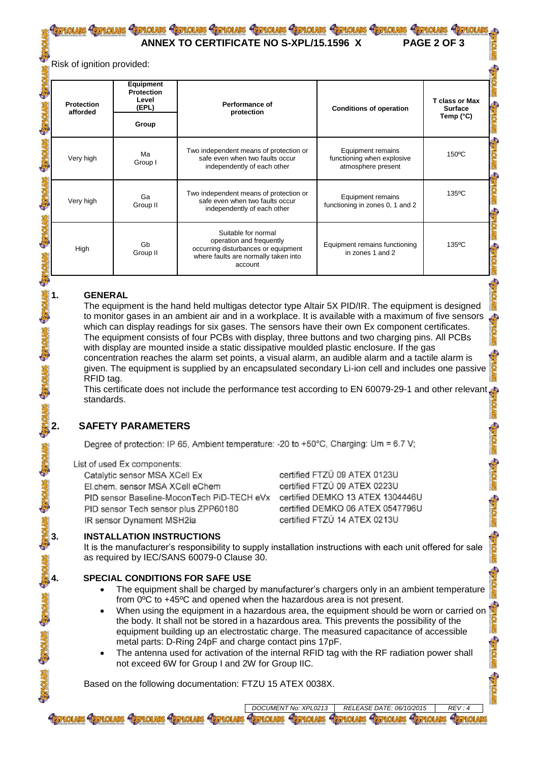Risk of ignition provided:

| Protection afforded | Equipment Protection Level (EPL)<br>Group | Performance of protection | Conditions of operation | T class or Max Surface Temp (°C) |
|---|---|---|---|---|
| Very high | Ma<br>Group I | Two independent means of protection or safe even when two faults occur independently of each other | Equipment remains functioning when explosive atmosphere present | 150ºC |
| Very high | Ga<br>Group II | Two independent means of protection or safe even when two faults occur independently of each other | Equipment remains functioning in zones 0, 1 and 2 | 135ºC |
| High | Gb<br>Group II | Suitable for normal operation and frequently occurring disturbances or equipment where faults are normally taken into account | Equipment remains functioning in zones 1 and 2 | 135ºC |

## 1. GENERAL

The equipment is the hand held multigas detector type Altair 5X PID/IR. The equipment is designed to monitor gases in an ambient air and in a workplace. It is available with a maximum of five sensors which can display readings for six gases. The sensors have their own Ex component certificates. The equipment consists of four PCBs with display, three buttons and two charging pins. All PCBs with display are mounted inside a static dissipative moulded plastic enclosure. If the gas concentration reaches the alarm set points, a visual alarm, an audible alarm and a tactile alarm is given. The equipment is supplied by an encapsulated secondary Li-ion cell and includes one passive RFID tag.

This certificate does not include the performance test according to EN 60079-29-1 and other relevant standards.

## 2. SAFETY PARAMETERS

Degree of protection: IP 65, Ambient temperature: -20 to +50°C, Charging: Um = 6.7 V;

List of used Ex components:

| | |
|---|---|
| Catalytic sensor MSA XCell Ex | certified FTZÚ 09 ATEX 0123U |
| El.chem. sensor MSA XCell eChem | certified FTZÚ 09 ATEX 0223U |
| PID sensor Baseline-MoconTech PiD-TECH eVx | certified DEMKO 13 ATEX 1304446U |
| PID sensor Tech sensor plus ZPP60180 | certified DEMKO 06 ATEX 0547796U |
| IR sensor Dynament MSH2ia | certified FTZÚ 14 ATEX 0213U |

## 3. INSTALLATION INSTRUCTIONS

It is the manufacturer's responsibility to supply installation instructions with each unit offered for sale as required by IEC/SANS 60079-0 Clause 30.

## 4. SPECIAL CONDITIONS FOR SAFE USE

- The equipment shall be charged by manufacturer's chargers only in an ambient temperature from 0ºC to +45ºC and opened when the hazardous area is not present.
- When using the equipment in a hazardous area, the equipment should be worn or carried on the body. It shall not be stored in a hazardous area. This prevents the possibility of the equipment building up an electrostatic charge. The measured capacitance of accessible metal parts: D-Ring 24pF and charge contact pins 17pF.
- The antenna used for activation of the internal RFID tag with the RF radiation power shall not exceed 6W for Group I and 2W for Group IIC.

Based on the following documentation: FTZU 15 ATEX 0038X.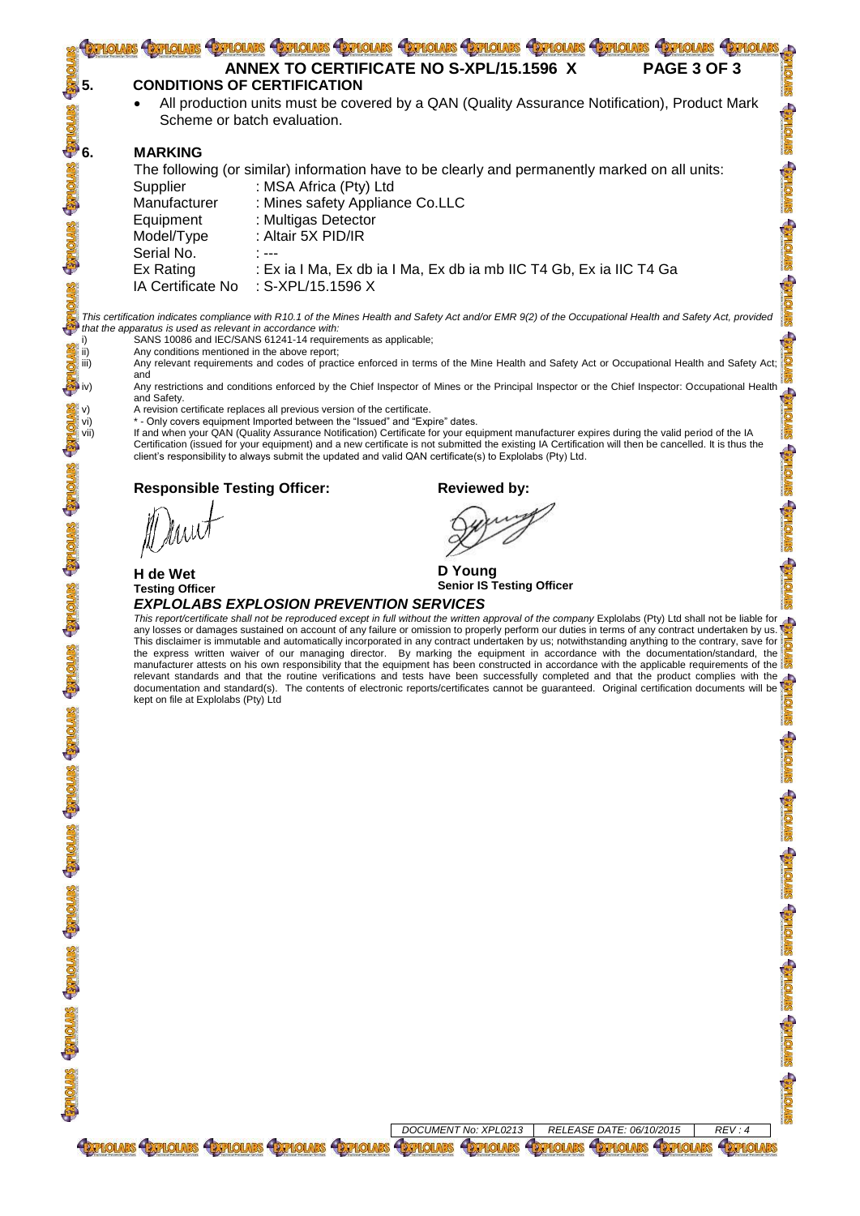## ANNEX TO CERTIFICATE NO S-XPL/15.1596 X PAGE 3 OF 3

## 5. CONDITIONS OF CERTIFICATION

- All production units must be covered by a QAN (Quality Assurance Notification), Product Mark Scheme or batch evaluation.

## 6. MARKING

The following (or similar) information have to be clearly and permanently marked on all units:

| | |
|---|---|
| Supplier | : MSA Africa (Pty) Ltd |
| Manufacturer | : Mines safety Appliance Co.LLC |
| Equipment | : Multigas Detector |
| Model/Type | : Altair 5X PID/IR |
| Serial No. | : --- |
| Ex Rating | : Ex ia I Ma, Ex db ia I Ma, Ex db ia mb IIC T4 Gb, Ex ia IIC T4 Ga |
| IA Certificate No | : S-XPL/15.1596 X |

*This certification indicates compliance with R10.1 of the Mines Health and Safety Act and/or EMR 9(2) of the Occupational Health and Safety Act, provided that the apparatus is used as relevant in accordance with:*

i) SANS 10086 and IEC/SANS 61241-14 requirements as applicable;
ii) Any conditions mentioned in the above report;
iii) Any relevant requirements and codes of practice enforced in terms of the Mine Health and Safety Act or Occupational Health and Safety Act; and
iv) Any restrictions and conditions enforced by the Chief Inspector of Mines or the Principal Inspector or the Chief Inspector: Occupational Health and Safety.
v) A revision certificate replaces all previous version of the certificate.
vi) * - Only covers equipment Imported between the "Issued" and "Expire" dates.
vii) If and when your QAN (Quality Assurance Notification) Certificate for your equipment manufacturer expires during the valid period of the IA Certification (issued for your equipment) and a new certificate is not submitted the existing IA Certification will then be cancelled. It is thus the client's responsibility to always submit the updated and valid QAN certificate(s) to Explolabs (Pty) Ltd.

**Responsible Testing Officer:**

**H de Wet**
**Testing Officer**

**Reviewed by:**

**D Young**
**Senior IS Testing Officer**

### *EXPLOLABS EXPLOSION PREVENTION SERVICES*

*This report/certificate shall not be reproduced except in full without the written approval of the company* Explolabs (Pty) Ltd shall not be liable for any losses or damages sustained on account of any failure or omission to properly perform our duties in terms of any contract undertaken by us. This disclaimer is immutable and automatically incorporated in any contract undertaken by us; notwithstanding anything to the contrary, save for the express written waiver of our managing director. By marking the equipment in accordance with the documentation/standard, the manufacturer attests on his own responsibility that the equipment has been constructed in accordance with the applicable requirements of the relevant standards and that the routine verifications and tests have been successfully completed and that the product complies with the documentation and standard(s). The contents of electronic reports/certificates cannot be guaranteed. Original certification documents will be kept on file at Explolabs (Pty) Ltd

| DOCUMENT No: XPL0213 | RELEASE DATE: 06/10/2015 | REV : 4 |
|---|---|---|